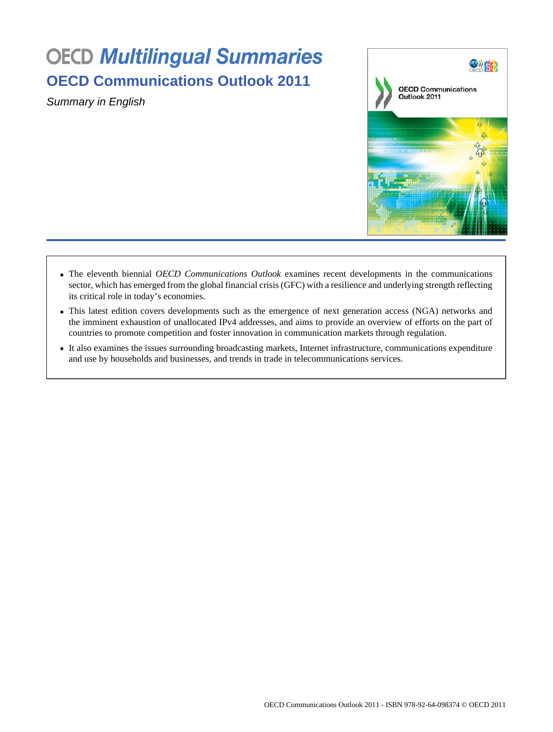# OECD *Multilingual Summaries*

## OECD Communications Outlook 2011

*Summary in English*

- The eleventh biennial *OECD Communications Outlook* examines recent developments in the communications sector, which has emerged from the global financial crisis (GFC) with a resilience and underlying strength reflecting its critical role in today's economies.
- This latest edition covers developments such as the emergence of next generation access (NGA) networks and the imminent exhaustion of unallocated IPv4 addresses, and aims to provide an overview of efforts on the part of countries to promote competition and foster innovation in communication markets through regulation.
- It also examines the issues surrounding broadcasting markets, Internet infrastructure, communications expenditure and use by households and businesses, and trends in trade in telecommunications services.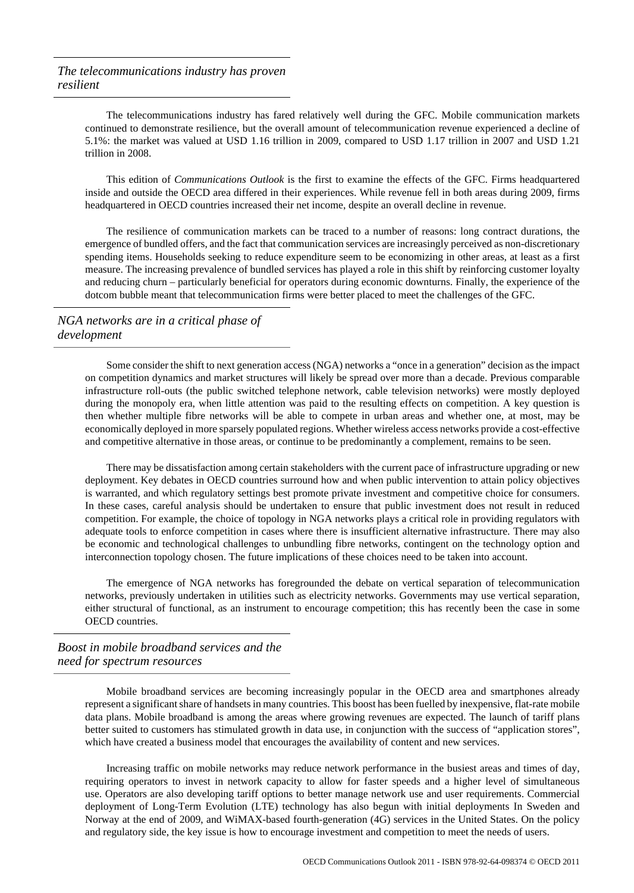## *The telecommunications industry has proven resilient*

The telecommunications industry has fared relatively well during the GFC. Mobile communication markets continued to demonstrate resilience, but the overall amount of telecommunication revenue experienced a decline of 5.1%: the market was valued at USD 1.16 trillion in 2009, compared to USD 1.17 trillion in 2007 and USD 1.21 trillion in 2008.

This edition of *Communications Outlook* is the first to examine the effects of the GFC. Firms headquartered inside and outside the OECD area differed in their experiences. While revenue fell in both areas during 2009, firms headquartered in OECD countries increased their net income, despite an overall decline in revenue.

The resilience of communication markets can be traced to a number of reasons: long contract durations, the emergence of bundled offers, and the fact that communication services are increasingly perceived as non-discretionary spending items. Households seeking to reduce expenditure seem to be economizing in other areas, at least as a first measure. The increasing prevalence of bundled services has played a role in this shift by reinforcing customer loyalty and reducing churn – particularly beneficial for operators during economic downturns. Finally, the experience of the dotcom bubble meant that telecommunication firms were better placed to meet the challenges of the GFC.

## *NGA networks are in a critical phase of development*

Some consider the shift to next generation access (NGA) networks a "once in a generation" decision as the impact on competition dynamics and market structures will likely be spread over more than a decade. Previous comparable infrastructure roll-outs (the public switched telephone network, cable television networks) were mostly deployed during the monopoly era, when little attention was paid to the resulting effects on competition. A key question is then whether multiple fibre networks will be able to compete in urban areas and whether one, at most, may be economically deployed in more sparsely populated regions. Whether wireless access networks provide a cost-effective and competitive alternative in those areas, or continue to be predominantly a complement, remains to be seen.

There may be dissatisfaction among certain stakeholders with the current pace of infrastructure upgrading or new deployment. Key debates in OECD countries surround how and when public intervention to attain policy objectives is warranted, and which regulatory settings best promote private investment and competitive choice for consumers. In these cases, careful analysis should be undertaken to ensure that public investment does not result in reduced competition. For example, the choice of topology in NGA networks plays a critical role in providing regulators with adequate tools to enforce competition in cases where there is insufficient alternative infrastructure. There may also be economic and technological challenges to unbundling fibre networks, contingent on the technology option and interconnection topology chosen. The future implications of these choices need to be taken into account.

The emergence of NGA networks has foregrounded the debate on vertical separation of telecommunication networks, previously undertaken in utilities such as electricity networks. Governments may use vertical separation, either structural of functional, as an instrument to encourage competition; this has recently been the case in some OECD countries.

## *Boost in mobile broadband services and the need for spectrum resources*

Mobile broadband services are becoming increasingly popular in the OECD area and smartphones already represent a significant share of handsets in many countries. This boost has been fuelled by inexpensive, flat-rate mobile data plans. Mobile broadband is among the areas where growing revenues are expected. The launch of tariff plans better suited to customers has stimulated growth in data use, in conjunction with the success of "application stores", which have created a business model that encourages the availability of content and new services.

Increasing traffic on mobile networks may reduce network performance in the busiest areas and times of day, requiring operators to invest in network capacity to allow for faster speeds and a higher level of simultaneous use. Operators are also developing tariff options to better manage network use and user requirements. Commercial deployment of Long-Term Evolution (LTE) technology has also begun with initial deployments In Sweden and Norway at the end of 2009, and WiMAX-based fourth-generation (4G) services in the United States. On the policy and regulatory side, the key issue is how to encourage investment and competition to meet the needs of users.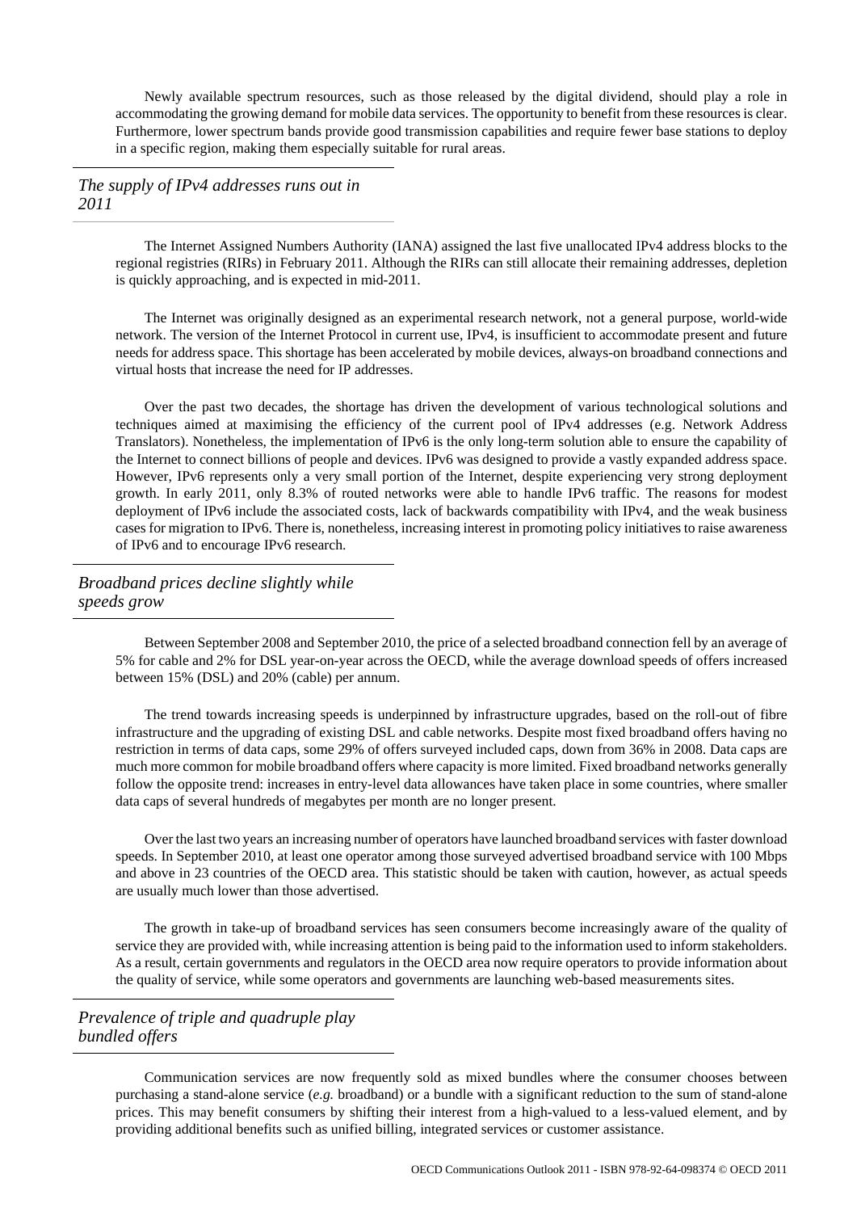Newly available spectrum resources, such as those released by the digital dividend, should play a role in accommodating the growing demand for mobile data services. The opportunity to benefit from these resources is clear. Furthermore, lower spectrum bands provide good transmission capabilities and require fewer base stations to deploy in a specific region, making them especially suitable for rural areas.

### *The supply of IPv4 addresses runs out in 2011*

The Internet Assigned Numbers Authority (IANA) assigned the last five unallocated IPv4 address blocks to the regional registries (RIRs) in February 2011. Although the RIRs can still allocate their remaining addresses, depletion is quickly approaching, and is expected in mid-2011.

The Internet was originally designed as an experimental research network, not a general purpose, world-wide network. The version of the Internet Protocol in current use, IPv4, is insufficient to accommodate present and future needs for address space. This shortage has been accelerated by mobile devices, always-on broadband connections and virtual hosts that increase the need for IP addresses.

Over the past two decades, the shortage has driven the development of various technological solutions and techniques aimed at maximising the efficiency of the current pool of IPv4 addresses (e.g. Network Address Translators). Nonetheless, the implementation of IPv6 is the only long-term solution able to ensure the capability of the Internet to connect billions of people and devices. IPv6 was designed to provide a vastly expanded address space. However, IPv6 represents only a very small portion of the Internet, despite experiencing very strong deployment growth. In early 2011, only 8.3% of routed networks were able to handle IPv6 traffic. The reasons for modest deployment of IPv6 include the associated costs, lack of backwards compatibility with IPv4, and the weak business cases for migration to IPv6. There is, nonetheless, increasing interest in promoting policy initiatives to raise awareness of IPv6 and to encourage IPv6 research.

### *Broadband prices decline slightly while speeds grow*

Between September 2008 and September 2010, the price of a selected broadband connection fell by an average of 5% for cable and 2% for DSL year-on-year across the OECD, while the average download speeds of offers increased between 15% (DSL) and 20% (cable) per annum.

The trend towards increasing speeds is underpinned by infrastructure upgrades, based on the roll-out of fibre infrastructure and the upgrading of existing DSL and cable networks. Despite most fixed broadband offers having no restriction in terms of data caps, some 29% of offers surveyed included caps, down from 36% in 2008. Data caps are much more common for mobile broadband offers where capacity is more limited. Fixed broadband networks generally follow the opposite trend: increases in entry-level data allowances have taken place in some countries, where smaller data caps of several hundreds of megabytes per month are no longer present.

Over the last two years an increasing number of operators have launched broadband services with faster download speeds. In September 2010, at least one operator among those surveyed advertised broadband service with 100 Mbps and above in 23 countries of the OECD area. This statistic should be taken with caution, however, as actual speeds are usually much lower than those advertised.

The growth in take-up of broadband services has seen consumers become increasingly aware of the quality of service they are provided with, while increasing attention is being paid to the information used to inform stakeholders. As a result, certain governments and regulators in the OECD area now require operators to provide information about the quality of service, while some operators and governments are launching web-based measurements sites.

### *Prevalence of triple and quadruple play bundled offers*

Communication services are now frequently sold as mixed bundles where the consumer chooses between purchasing a stand-alone service (*e.g.* broadband) or a bundle with a significant reduction to the sum of stand-alone prices. This may benefit consumers by shifting their interest from a high-valued to a less-valued element, and by providing additional benefits such as unified billing, integrated services or customer assistance.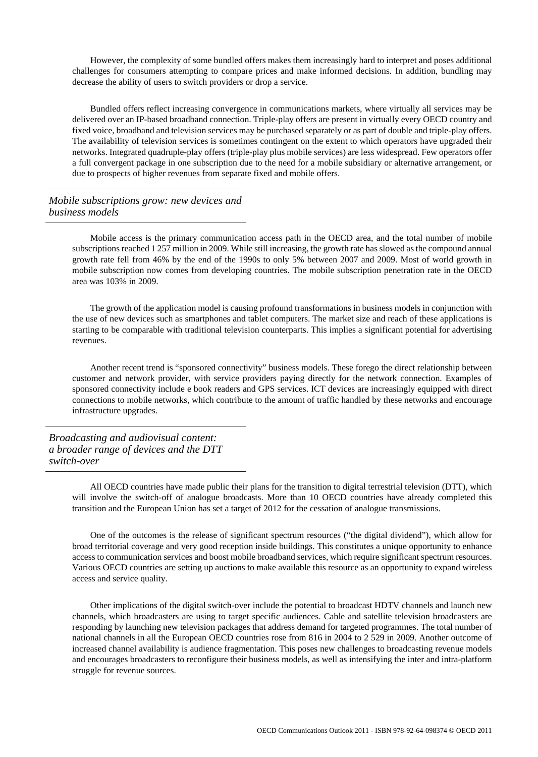However, the complexity of some bundled offers makes them increasingly hard to interpret and poses additional challenges for consumers attempting to compare prices and make informed decisions. In addition, bundling may decrease the ability of users to switch providers or drop a service.

Bundled offers reflect increasing convergence in communications markets, where virtually all services may be delivered over an IP-based broadband connection. Triple-play offers are present in virtually every OECD country and fixed voice, broadband and television services may be purchased separately or as part of double and triple-play offers. The availability of television services is sometimes contingent on the extent to which operators have upgraded their networks. Integrated quadruple-play offers (triple-play plus mobile services) are less widespread. Few operators offer a full convergent package in one subscription due to the need for a mobile subsidiary or alternative arrangement, or due to prospects of higher revenues from separate fixed and mobile offers.

## *Mobile subscriptions grow: new devices and business models*

Mobile access is the primary communication access path in the OECD area, and the total number of mobile subscriptions reached 1 257 million in 2009. While still increasing, the growth rate has slowed as the compound annual growth rate fell from 46% by the end of the 1990s to only 5% between 2007 and 2009. Most of world growth in mobile subscription now comes from developing countries. The mobile subscription penetration rate in the OECD area was 103% in 2009.

The growth of the application model is causing profound transformations in business models in conjunction with the use of new devices such as smartphones and tablet computers. The market size and reach of these applications is starting to be comparable with traditional television counterparts. This implies a significant potential for advertising revenues.

Another recent trend is "sponsored connectivity" business models. These forego the direct relationship between customer and network provider, with service providers paying directly for the network connection. Examples of sponsored connectivity include e book readers and GPS services. ICT devices are increasingly equipped with direct connections to mobile networks, which contribute to the amount of traffic handled by these networks and encourage infrastructure upgrades.

## *Broadcasting and audiovisual content: a broader range of devices and the DTT switch-over*

All OECD countries have made public their plans for the transition to digital terrestrial television (DTT), which will involve the switch-off of analogue broadcasts. More than 10 OECD countries have already completed this transition and the European Union has set a target of 2012 for the cessation of analogue transmissions.

One of the outcomes is the release of significant spectrum resources ("the digital dividend"), which allow for broad territorial coverage and very good reception inside buildings. This constitutes a unique opportunity to enhance access to communication services and boost mobile broadband services, which require significant spectrum resources. Various OECD countries are setting up auctions to make available this resource as an opportunity to expand wireless access and service quality.

Other implications of the digital switch-over include the potential to broadcast HDTV channels and launch new channels, which broadcasters are using to target specific audiences. Cable and satellite television broadcasters are responding by launching new television packages that address demand for targeted programmes. The total number of national channels in all the European OECD countries rose from 816 in 2004 to 2 529 in 2009. Another outcome of increased channel availability is audience fragmentation. This poses new challenges to broadcasting revenue models and encourages broadcasters to reconfigure their business models, as well as intensifying the inter and intra-platform struggle for revenue sources.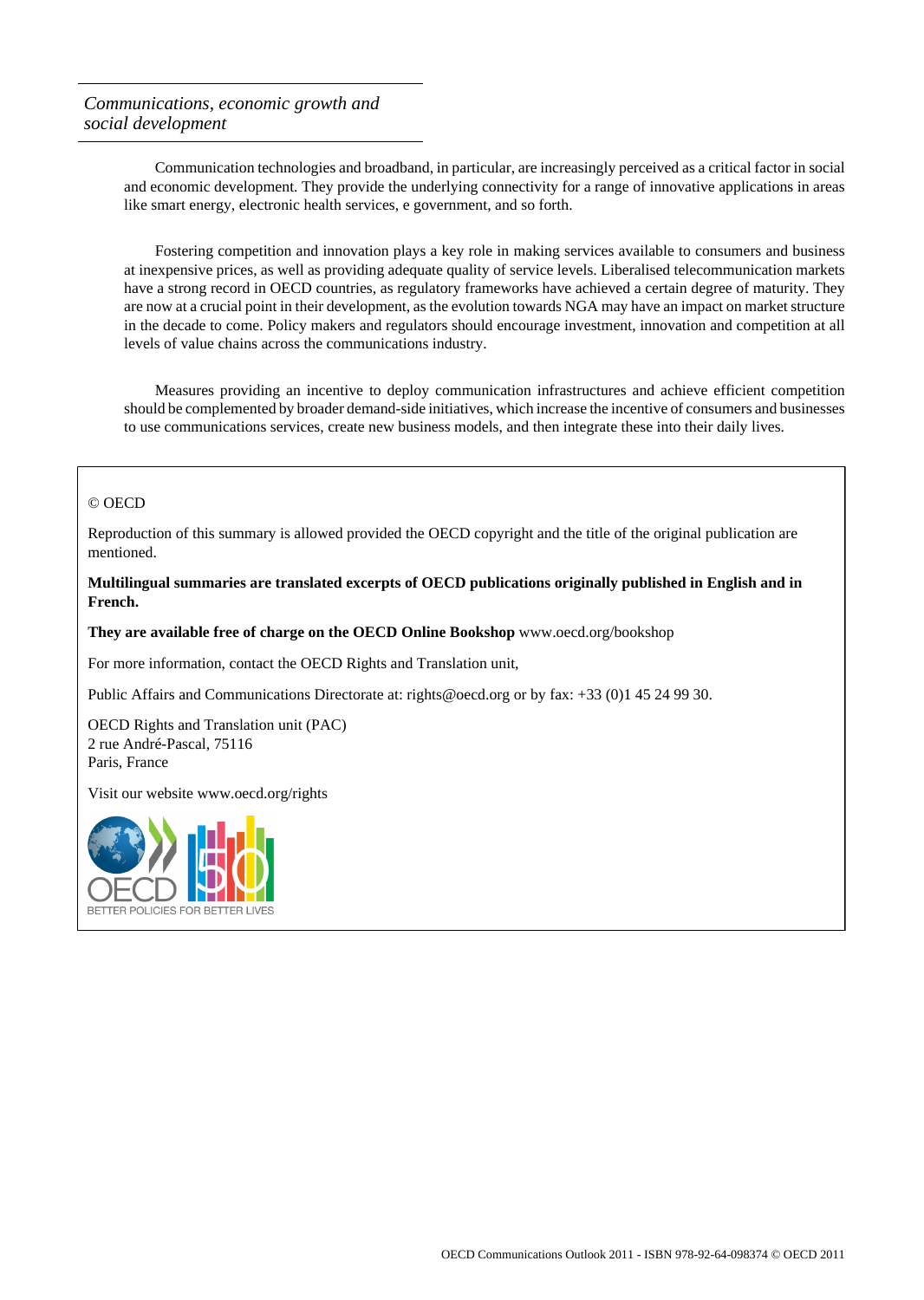## *Communications, economic growth and social development*

Communication technologies and broadband, in particular, are increasingly perceived as a critical factor in social and economic development. They provide the underlying connectivity for a range of innovative applications in areas like smart energy, electronic health services, e government, and so forth.

Fostering competition and innovation plays a key role in making services available to consumers and business at inexpensive prices, as well as providing adequate quality of service levels. Liberalised telecommunication markets have a strong record in OECD countries, as regulatory frameworks have achieved a certain degree of maturity. They are now at a crucial point in their development, as the evolution towards NGA may have an impact on market structure in the decade to come. Policy makers and regulators should encourage investment, innovation and competition at all levels of value chains across the communications industry.

Measures providing an incentive to deploy communication infrastructures and achieve efficient competition should be complemented by broader demand-side initiatives, which increase the incentive of consumers and businesses to use communications services, create new business models, and then integrate these into their daily lives.

© OECD

Reproduction of this summary is allowed provided the OECD copyright and the title of the original publication are mentioned.

**Multilingual summaries are translated excerpts of OECD publications originally published in English and in French.**

**They are available free of charge on the OECD Online Bookshop** www.oecd.org/bookshop

For more information, contact the OECD Rights and Translation unit,

Public Affairs and Communications Directorate at: rights@oecd.org or by fax: +33 (0)1 45 24 99 30.

OECD Rights and Translation unit (PAC)
2 rue André-Pascal, 75116
Paris, France

Visit our website www.oecd.org/rights

OECD Communications Outlook 2011 - ISBN 978-92-64-098374 © OECD 2011